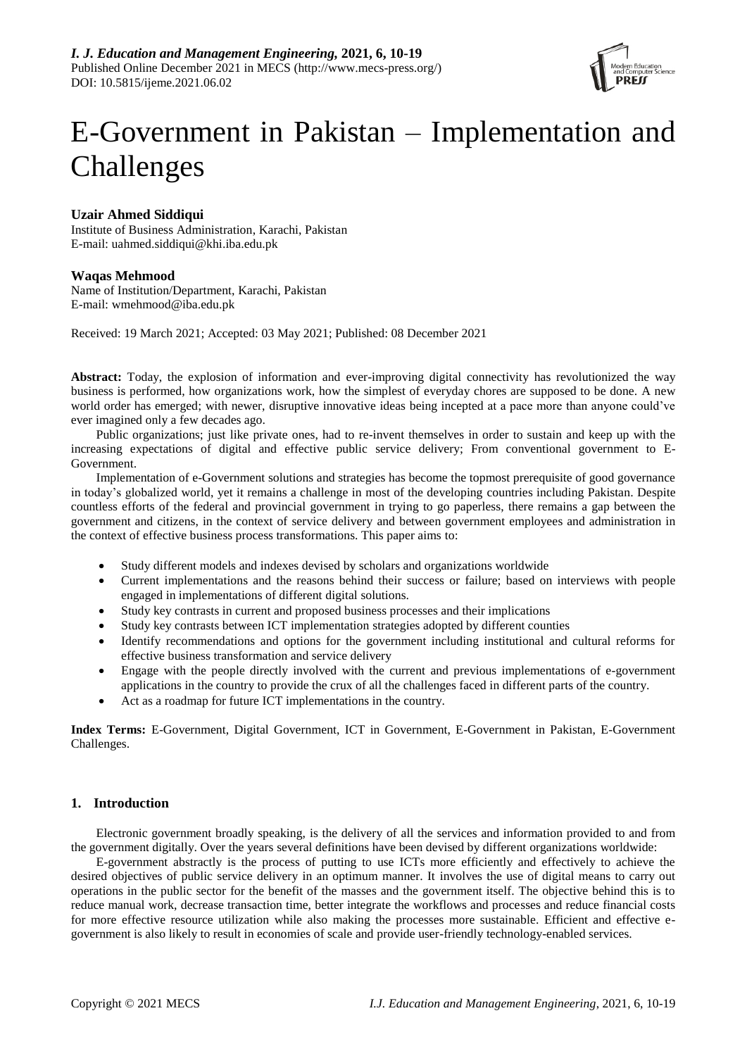*I. J. Education and Management Engineering,* **2021, 6, 10-19**
Published Online December 2021 in MECS (http://www.mecs-press.org/)
DOI: 10.5815/ijeme.2021.06.02

# E-Government in Pakistan – Implementation and Challenges

**Uzair Ahmed Siddiqui**
Institute of Business Administration, Karachi, Pakistan
E-mail: uahmed.siddiqui@khi.iba.edu.pk

**Waqas Mehmood**
Name of Institution/Department, Karachi, Pakistan
E-mail: wmehmood@iba.edu.pk

Received: 19 March 2021; Accepted: 03 May 2021; Published: 08 December 2021

**Abstract:** Today, the explosion of information and ever-improving digital connectivity has revolutionized the way business is performed, how organizations work, how the simplest of everyday chores are supposed to be done. A new world order has emerged; with newer, disruptive innovative ideas being incepted at a pace more than anyone could've ever imagined only a few decades ago.

Public organizations; just like private ones, had to re-invent themselves in order to sustain and keep up with the increasing expectations of digital and effective public service delivery; From conventional government to E-Government.

Implementation of e-Government solutions and strategies has become the topmost prerequisite of good governance in today's globalized world, yet it remains a challenge in most of the developing countries including Pakistan. Despite countless efforts of the federal and provincial government in trying to go paperless, there remains a gap between the government and citizens, in the context of service delivery and between government employees and administration in the context of effective business process transformations. This paper aims to:

- Study different models and indexes devised by scholars and organizations worldwide
- Current implementations and the reasons behind their success or failure; based on interviews with people engaged in implementations of different digital solutions.
- Study key contrasts in current and proposed business processes and their implications
- Study key contrasts between ICT implementation strategies adopted by different counties
- Identify recommendations and options for the government including institutional and cultural reforms for effective business transformation and service delivery
- Engage with the people directly involved with the current and previous implementations of e-government applications in the country to provide the crux of all the challenges faced in different parts of the country.
- Act as a roadmap for future ICT implementations in the country.

**Index Terms:** E-Government, Digital Government, ICT in Government, E-Government in Pakistan, E-Government Challenges.

## 1. Introduction

Electronic government broadly speaking, is the delivery of all the services and information provided to and from the government digitally. Over the years several definitions have been devised by different organizations worldwide:

E-government abstractly is the process of putting to use ICTs more efficiently and effectively to achieve the desired objectives of public service delivery in an optimum manner. It involves the use of digital means to carry out operations in the public sector for the benefit of the masses and the government itself. The objective behind this is to reduce manual work, decrease transaction time, better integrate the workflows and processes and reduce financial costs for more effective resource utilization while also making the processes more sustainable. Efficient and effective e-government is also likely to result in economies of scale and provide user-friendly technology-enabled services.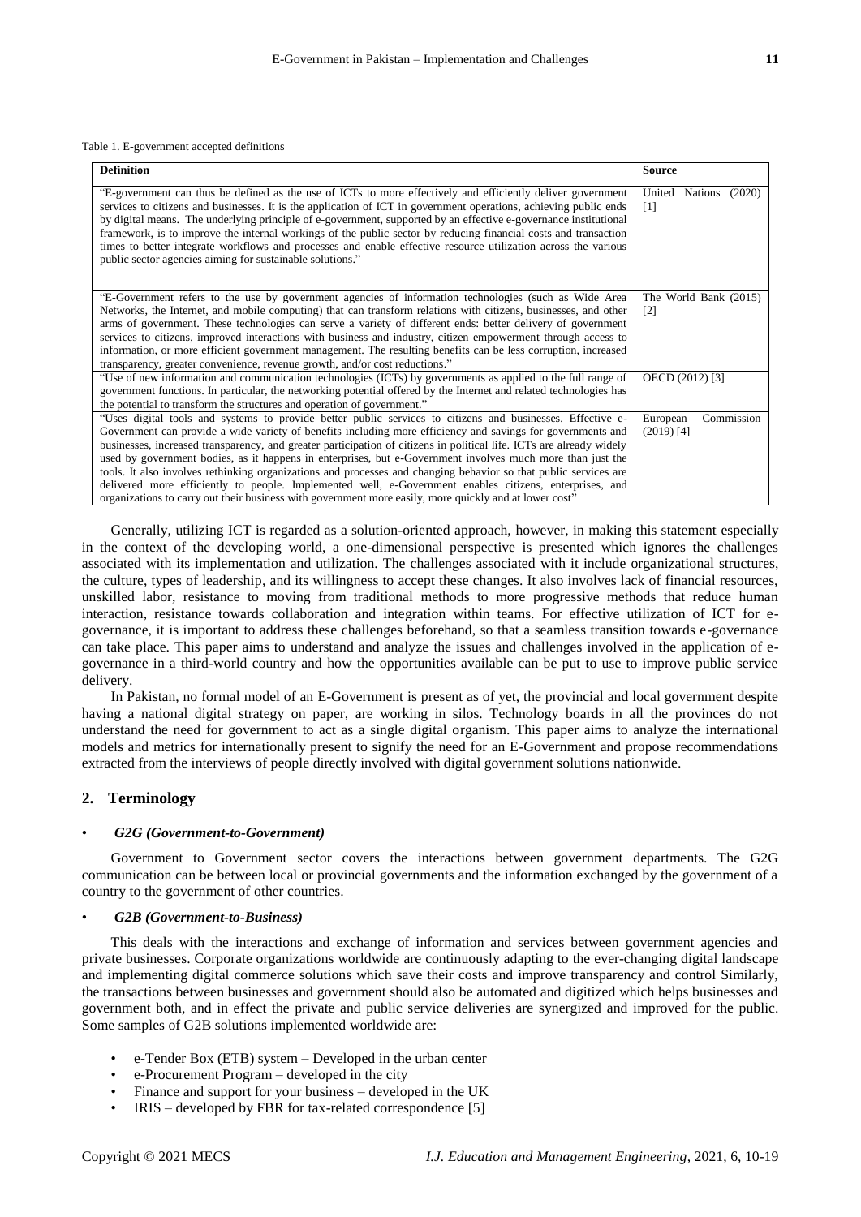Table 1. E-government accepted definitions

| Definition | Source |
| --- | --- |
| "E-government can thus be defined as the use of ICTs to more effectively and efficiently deliver government services to citizens and businesses. It is the application of ICT in government operations, achieving public ends by digital means. The underlying principle of e-government, supported by an effective e-governance institutional framework, is to improve the internal workings of the public sector by reducing financial costs and transaction times to better integrate workflows and processes and enable effective resource utilization across the various public sector agencies aiming for sustainable solutions." | United Nations (2020) [1] |
| "E-Government refers to the use by government agencies of information technologies (such as Wide Area Networks, the Internet, and mobile computing) that can transform relations with citizens, businesses, and other arms of government. These technologies can serve a variety of different ends: better delivery of government services to citizens, improved interactions with business and industry, citizen empowerment through access to information, or more efficient government management. The resulting benefits can be less corruption, increased transparency, greater convenience, revenue growth, and/or cost reductions." | The World Bank (2015) [2] |
| "Use of new information and communication technologies (ICTs) by governments as applied to the full range of government functions. In particular, the networking potential offered by the Internet and related technologies has the potential to transform the structures and operation of government." | OECD (2012) [3] |
| "Uses digital tools and systems to provide better public services to citizens and businesses. Effective e-Government can provide a wide variety of benefits including more efficiency and savings for governments and businesses, increased transparency, and greater participation of citizens in political life. ICTs are already widely used by government bodies, as it happens in enterprises, but e-Government involves much more than just the tools. It also involves rethinking organizations and processes and changing behavior so that public services are delivered more efficiently to people. Implemented well, e-Government enables citizens, enterprises, and organizations to carry out their business with government more easily, more quickly and at lower cost" | European Commission (2019) [4] |

Generally, utilizing ICT is regarded as a solution-oriented approach, however, in making this statement especially in the context of the developing world, a one-dimensional perspective is presented which ignores the challenges associated with its implementation and utilization. The challenges associated with it include organizational structures, the culture, types of leadership, and its willingness to accept these changes. It also involves lack of financial resources, unskilled labor, resistance to moving from traditional methods to more progressive methods that reduce human interaction, resistance towards collaboration and integration within teams. For effective utilization of ICT for e-governance, it is important to address these challenges beforehand, so that a seamless transition towards e-governance can take place. This paper aims to understand and analyze the issues and challenges involved in the application of e-governance in a third-world country and how the opportunities available can be put to use to improve public service delivery.

In Pakistan, no formal model of an E-Government is present as of yet, the provincial and local government despite having a national digital strategy on paper, are working in silos. Technology boards in all the provinces do not understand the need for government to act as a single digital organism. This paper aims to analyze the international models and metrics for internationally present to signify the need for an E-Government and propose recommendations extracted from the interviews of people directly involved with digital government solutions nationwide.

## 2. Terminology

- ***G2G (Government-to-Government)***

Government to Government sector covers the interactions between government departments. The G2G communication can be between local or provincial governments and the information exchanged by the government of a country to the government of other countries.

- ***G2B (Government-to-Business)***

This deals with the interactions and exchange of information and services between government agencies and private businesses. Corporate organizations worldwide are continuously adapting to the ever-changing digital landscape and implementing digital commerce solutions which save their costs and improve transparency and control Similarly, the transactions between businesses and government should also be automated and digitized which helps businesses and government both, and in effect the private and public service deliveries are synergized and improved for the public. Some samples of G2B solutions implemented worldwide are:

- e-Tender Box (ETB) system – Developed in the urban center
- e-Procurement Program – developed in the city
- Finance and support for your business – developed in the UK
- IRIS – developed by FBR for tax-related correspondence [5]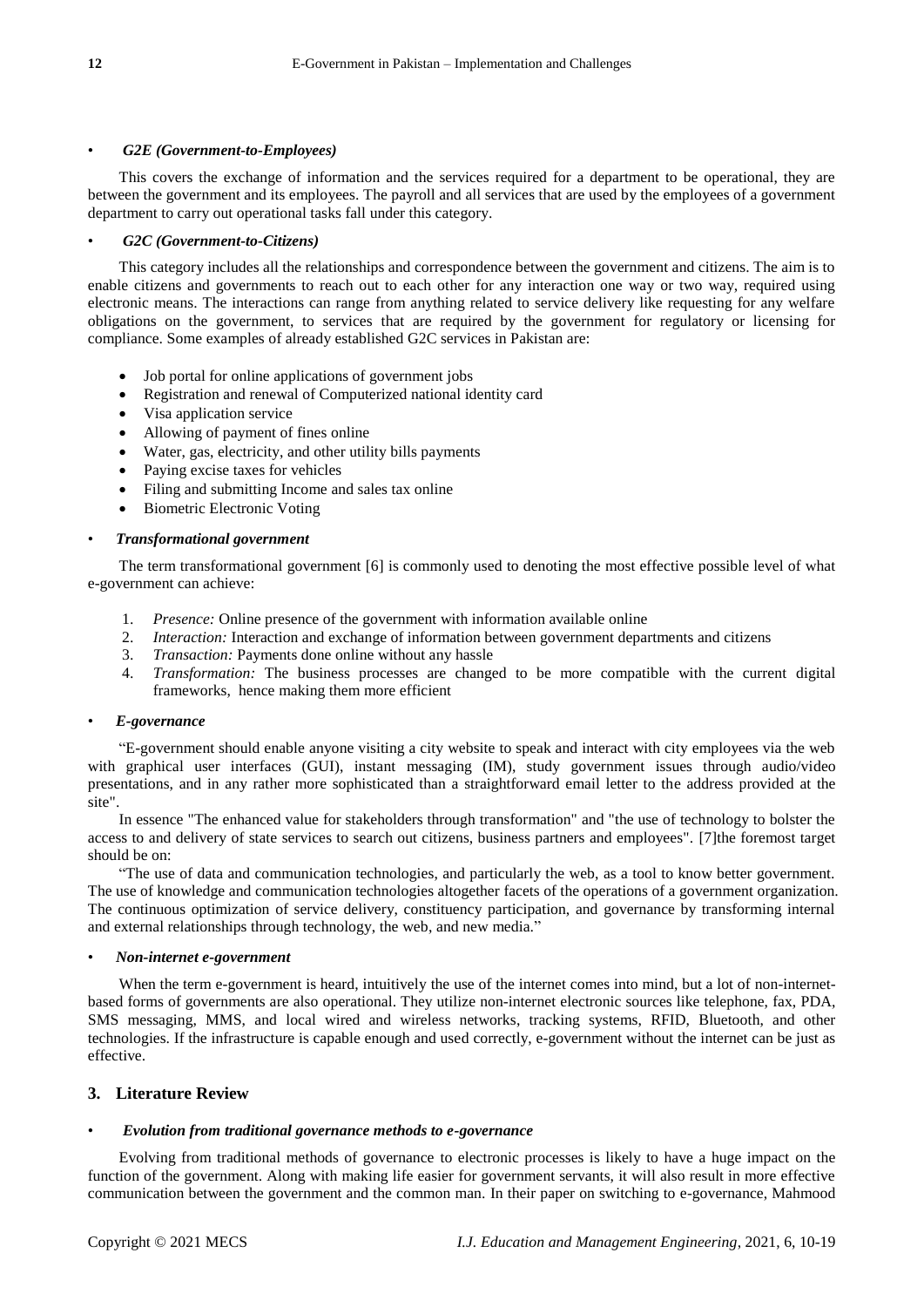- ***G2E (Government-to-Employees)***

This covers the exchange of information and the services required for a department to be operational, they are between the government and its employees. The payroll and all services that are used by the employees of a government department to carry out operational tasks fall under this category.

- ***G2C (Government-to-Citizens)***

This category includes all the relationships and correspondence between the government and citizens. The aim is to enable citizens and governments to reach out to each other for any interaction one way or two way, required using electronic means. The interactions can range from anything related to service delivery like requesting for any welfare obligations on the government, to services that are required by the government for regulatory or licensing for compliance. Some examples of already established G2C services in Pakistan are:

- Job portal for online applications of government jobs
- Registration and renewal of Computerized national identity card
- Visa application service
- Allowing of payment of fines online
- Water, gas, electricity, and other utility bills payments
- Paying excise taxes for vehicles
- Filing and submitting Income and sales tax online
- Biometric Electronic Voting

- ***Transformational government***

The term transformational government [6] is commonly used to denoting the most effective possible level of what e-government can achieve:

1. *Presence:* Online presence of the government with information available online
2. *Interaction:* Interaction and exchange of information between government departments and citizens
3. *Transaction:* Payments done online without any hassle
4. *Transformation:* The business processes are changed to be more compatible with the current digital frameworks, hence making them more efficient

- ***E-governance***

"E-government should enable anyone visiting a city website to speak and interact with city employees via the web with graphical user interfaces (GUI), instant messaging (IM), study government issues through audio/video presentations, and in any rather more sophisticated than a straightforward email letter to the address provided at the site".

In essence "The enhanced value for stakeholders through transformation" and "the use of technology to bolster the access to and delivery of state services to search out citizens, business partners and employees". [7]the foremost target should be on:

"The use of data and communication technologies, and particularly the web, as a tool to know better government. The use of knowledge and communication technologies altogether facets of the operations of a government organization. The continuous optimization of service delivery, constituency participation, and governance by transforming internal and external relationships through technology, the web, and new media."

- ***Non-internet e-government***

When the term e-government is heard, intuitively the use of the internet comes into mind, but a lot of non-internet-based forms of governments are also operational. They utilize non-internet electronic sources like telephone, fax, PDA, SMS messaging, MMS, and local wired and wireless networks, tracking systems, RFID, Bluetooth, and other technologies. If the infrastructure is capable enough and used correctly, e-government without the internet can be just as effective.

## 3. Literature Review

- ***Evolution from traditional governance methods to e-governance***

Evolving from traditional methods of governance to electronic processes is likely to have a huge impact on the function of the government. Along with making life easier for government servants, it will also result in more effective communication between the government and the common man. In their paper on switching to e-governance, Mahmood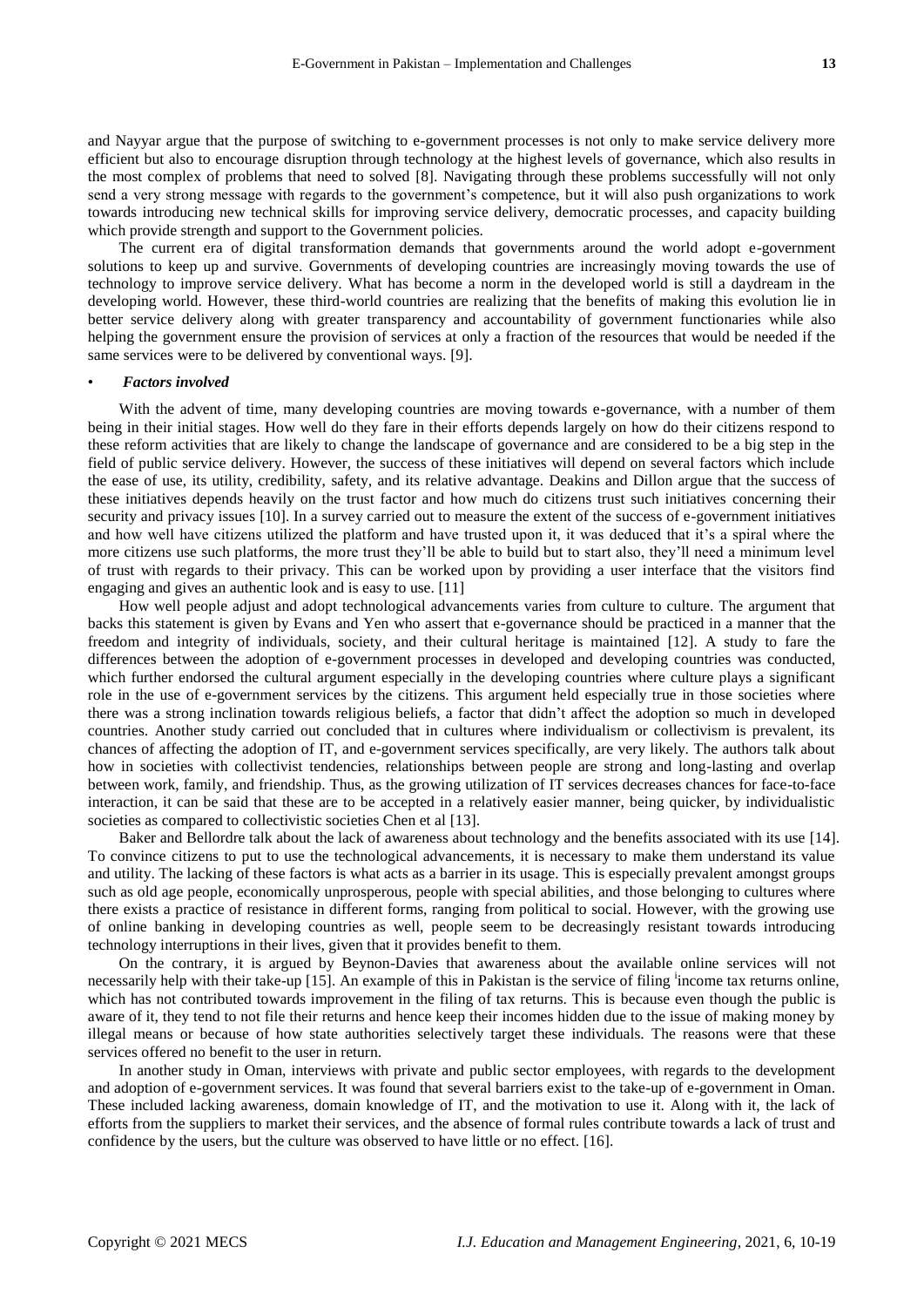and Nayyar argue that the purpose of switching to e-government processes is not only to make service delivery more efficient but also to encourage disruption through technology at the highest levels of governance, which also results in the most complex of problems that need to solved [8]. Navigating through these problems successfully will not only send a very strong message with regards to the government's competence, but it will also push organizations to work towards introducing new technical skills for improving service delivery, democratic processes, and capacity building which provide strength and support to the Government policies.

The current era of digital transformation demands that governments around the world adopt e-government solutions to keep up and survive. Governments of developing countries are increasingly moving towards the use of technology to improve service delivery. What has become a norm in the developed world is still a daydream in the developing world. However, these third-world countries are realizing that the benefits of making this evolution lie in better service delivery along with greater transparency and accountability of government functionaries while also helping the government ensure the provision of services at only a fraction of the resources that would be needed if the same services were to be delivered by conventional ways. [9].

• ***Factors involved***

With the advent of time, many developing countries are moving towards e-governance, with a number of them being in their initial stages. How well do they fare in their efforts depends largely on how do their citizens respond to these reform activities that are likely to change the landscape of governance and are considered to be a big step in the field of public service delivery. However, the success of these initiatives will depend on several factors which include the ease of use, its utility, credibility, safety, and its relative advantage. Deakins and Dillon argue that the success of these initiatives depends heavily on the trust factor and how much do citizens trust such initiatives concerning their security and privacy issues [10]. In a survey carried out to measure the extent of the success of e-government initiatives and how well have citizens utilized the platform and have trusted upon it, it was deduced that it's a spiral where the more citizens use such platforms, the more trust they'll be able to build but to start also, they'll need a minimum level of trust with regards to their privacy. This can be worked upon by providing a user interface that the visitors find engaging and gives an authentic look and is easy to use. [11]

How well people adjust and adopt technological advancements varies from culture to culture. The argument that backs this statement is given by Evans and Yen who assert that e-governance should be practiced in a manner that the freedom and integrity of individuals, society, and their cultural heritage is maintained [12]. A study to fare the differences between the adoption of e-government processes in developed and developing countries was conducted, which further endorsed the cultural argument especially in the developing countries where culture plays a significant role in the use of e-government services by the citizens. This argument held especially true in those societies where there was a strong inclination towards religious beliefs, a factor that didn't affect the adoption so much in developed countries. Another study carried out concluded that in cultures where individualism or collectivism is prevalent, its chances of affecting the adoption of IT, and e-government services specifically, are very likely. The authors talk about how in societies with collectivist tendencies, relationships between people are strong and long-lasting and overlap between work, family, and friendship. Thus, as the growing utilization of IT services decreases chances for face-to-face interaction, it can be said that these are to be accepted in a relatively easier manner, being quicker, by individualistic societies as compared to collectivistic societies Chen et al [13].

Baker and Bellordre talk about the lack of awareness about technology and the benefits associated with its use [14]. To convince citizens to put to use the technological advancements, it is necessary to make them understand its value and utility. The lacking of these factors is what acts as a barrier in its usage. This is especially prevalent amongst groups such as old age people, economically unprosperous, people with special abilities, and those belonging to cultures where there exists a practice of resistance in different forms, ranging from political to social. However, with the growing use of online banking in developing countries as well, people seem to be decreasingly resistant towards introducing technology interruptions in their lives, given that it provides benefit to them.

On the contrary, it is argued by Beynon-Davies that awareness about the available online services will not necessarily help with their take-up [15]. An example of this in Pakistan is the service of filing [i]income tax returns online, which has not contributed towards improvement in the filing of tax returns. This is because even though the public is aware of it, they tend to not file their returns and hence keep their incomes hidden due to the issue of making money by illegal means or because of how state authorities selectively target these individuals. The reasons were that these services offered no benefit to the user in return.

In another study in Oman, interviews with private and public sector employees, with regards to the development and adoption of e-government services. It was found that several barriers exist to the take-up of e-government in Oman. These included lacking awareness, domain knowledge of IT, and the motivation to use it. Along with it, the lack of efforts from the suppliers to market their services, and the absence of formal rules contribute towards a lack of trust and confidence by the users, but the culture was observed to have little or no effect. [16].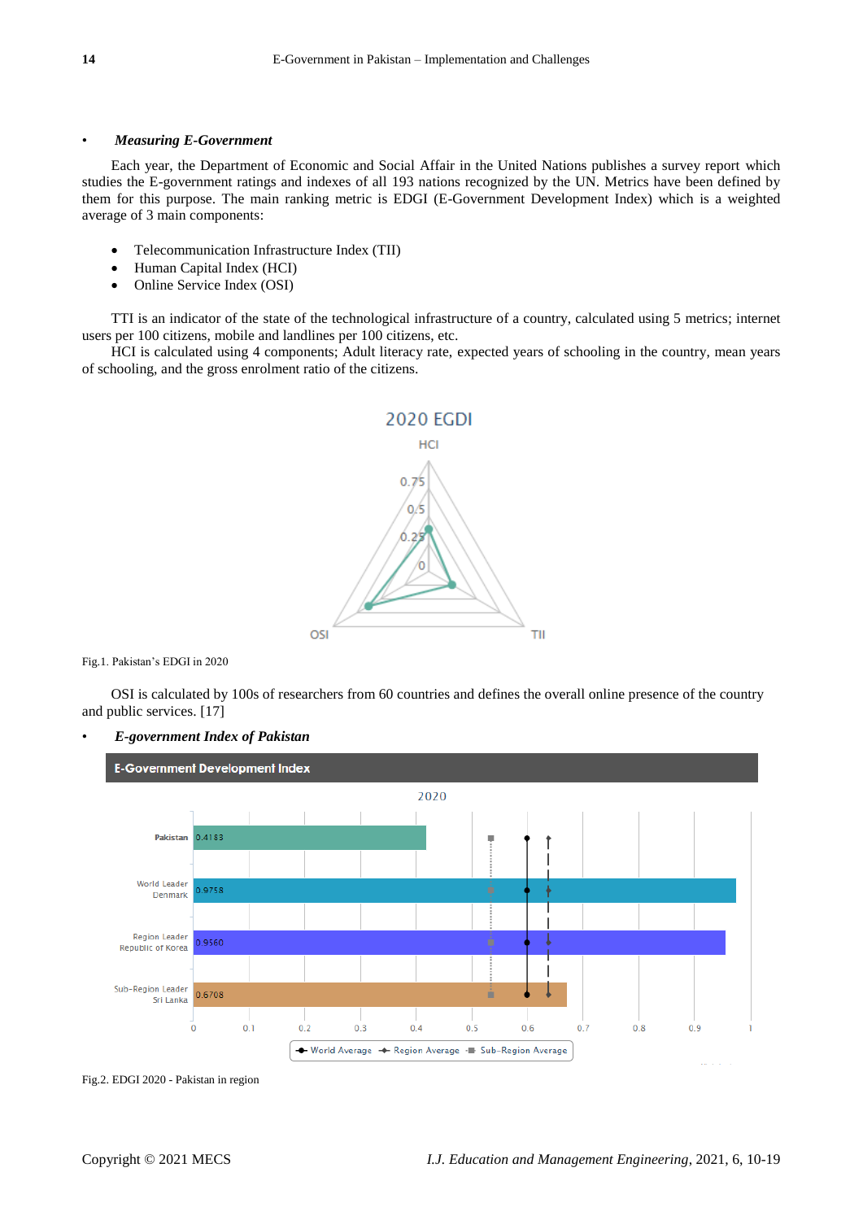- ***Measuring E-Government***

Each year, the Department of Economic and Social Affair in the United Nations publishes a survey report which studies the E-government ratings and indexes of all 193 nations recognized by the UN. Metrics have been defined by them for this purpose. The main ranking metric is EDGI (E-Government Development Index) which is a weighted average of 3 main components:

- Telecommunication Infrastructure Index (TII)
- Human Capital Index (HCI)
- Online Service Index (OSI)

TTI is an indicator of the state of the technological infrastructure of a country, calculated using 5 metrics; internet users per 100 citizens, mobile and landlines per 100 citizens, etc.

HCI is calculated using 4 components; Adult literacy rate, expected years of schooling in the country, mean years of schooling, and the gross enrolment ratio of the citizens.

Fig.1. Pakistan's EDGI in 2020

OSI is calculated by 100s of researchers from 60 countries and defines the overall online presence of the country and public services. [17]

- ***E-government Index of Pakistan***

Fig.2. EDGI 2020 - Pakistan in region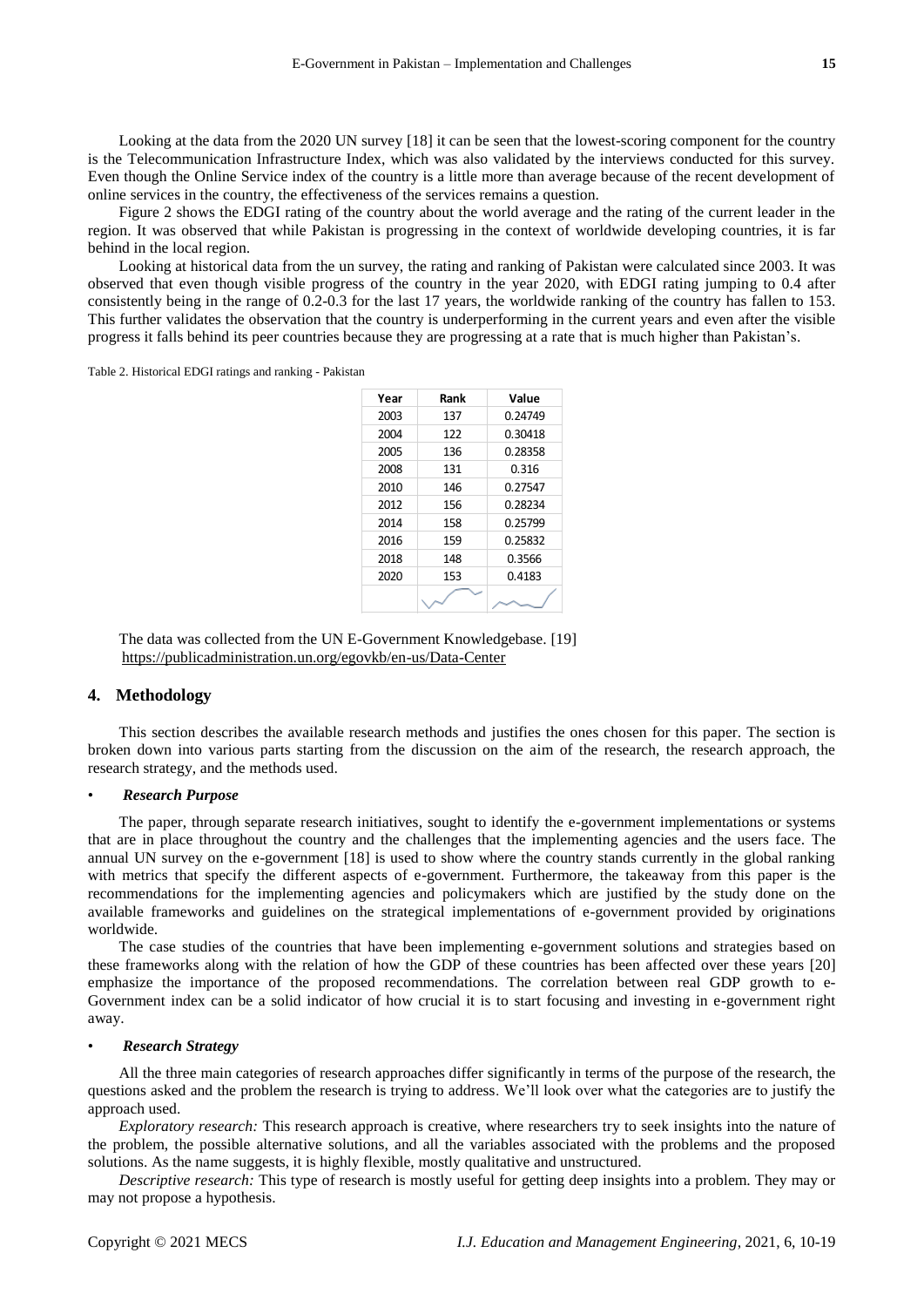Looking at the data from the 2020 UN survey [18] it can be seen that the lowest-scoring component for the country is the Telecommunication Infrastructure Index, which was also validated by the interviews conducted for this survey. Even though the Online Service index of the country is a little more than average because of the recent development of online services in the country, the effectiveness of the services remains a question.

Figure 2 shows the EDGI rating of the country about the world average and the rating of the current leader in the region. It was observed that while Pakistan is progressing in the context of worldwide developing countries, it is far behind in the local region.

Looking at historical data from the un survey, the rating and ranking of Pakistan were calculated since 2003. It was observed that even though visible progress of the country in the year 2020, with EDGI rating jumping to 0.4 after consistently being in the range of 0.2-0.3 for the last 17 years, the worldwide ranking of the country has fallen to 153. This further validates the observation that the country is underperforming in the current years and even after the visible progress it falls behind its peer countries because they are progressing at a rate that is much higher than Pakistan's.

Table 2. Historical EDGI ratings and ranking - Pakistan

| Year | Rank | Value |
|---|---|---|
| 2003 | 137 | 0.24749 |
| 2004 | 122 | 0.30418 |
| 2005 | 136 | 0.28358 |
| 2008 | 131 | 0.316 |
| 2010 | 146 | 0.27547 |
| 2012 | 156 | 0.28234 |
| 2014 | 158 | 0.25799 |
| 2016 | 159 | 0.25832 |
| 2018 | 148 | 0.3566 |
| 2020 | 153 | 0.4183 |

The data was collected from the UN E-Government Knowledgebase. [19]
https://publicadministration.un.org/egovkb/en-us/Data-Center

## 4. Methodology

This section describes the available research methods and justifies the ones chosen for this paper. The section is broken down into various parts starting from the discussion on the aim of the research, the research approach, the research strategy, and the methods used.

- ***Research Purpose***

The paper, through separate research initiatives, sought to identify the e-government implementations or systems that are in place throughout the country and the challenges that the implementing agencies and the users face. The annual UN survey on the e-government [18] is used to show where the country stands currently in the global ranking with metrics that specify the different aspects of e-government. Furthermore, the takeaway from this paper is the recommendations for the implementing agencies and policymakers which are justified by the study done on the available frameworks and guidelines on the strategical implementations of e-government provided by originations worldwide.

The case studies of the countries that have been implementing e-government solutions and strategies based on these frameworks along with the relation of how the GDP of these countries has been affected over these years [20] emphasize the importance of the proposed recommendations. The correlation between real GDP growth to e-Government index can be a solid indicator of how crucial it is to start focusing and investing in e-government right away.

- ***Research Strategy***

All the three main categories of research approaches differ significantly in terms of the purpose of the research, the questions asked and the problem the research is trying to address. We'll look over what the categories are to justify the approach used.

*Exploratory research:* This research approach is creative, where researchers try to seek insights into the nature of the problem, the possible alternative solutions, and all the variables associated with the problems and the proposed solutions. As the name suggests, it is highly flexible, mostly qualitative and unstructured.

*Descriptive research:* This type of research is mostly useful for getting deep insights into a problem. They may or may not propose a hypothesis.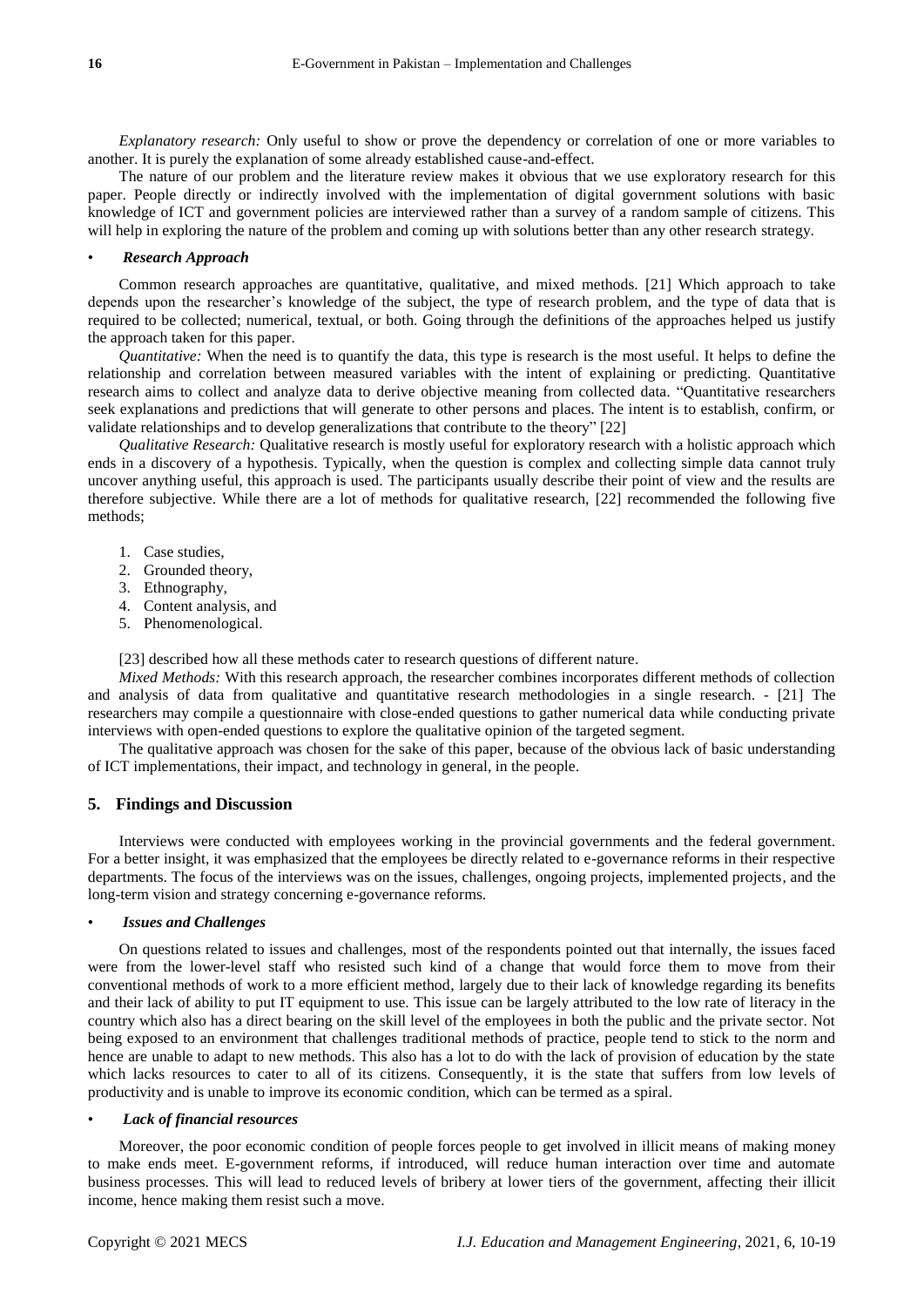*Explanatory research:* Only useful to show or prove the dependency or correlation of one or more variables to another. It is purely the explanation of some already established cause-and-effect.

The nature of our problem and the literature review makes it obvious that we use exploratory research for this paper. People directly or indirectly involved with the implementation of digital government solutions with basic knowledge of ICT and government policies are interviewed rather than a survey of a random sample of citizens. This will help in exploring the nature of the problem and coming up with solutions better than any other research strategy.

- ***Research Approach***

Common research approaches are quantitative, qualitative, and mixed methods. [21] Which approach to take depends upon the researcher's knowledge of the subject, the type of research problem, and the type of data that is required to be collected; numerical, textual, or both. Going through the definitions of the approaches helped us justify the approach taken for this paper.

*Quantitative:* When the need is to quantify the data, this type is research is the most useful. It helps to define the relationship and correlation between measured variables with the intent of explaining or predicting. Quantitative research aims to collect and analyze data to derive objective meaning from collected data. "Quantitative researchers seek explanations and predictions that will generate to other persons and places. The intent is to establish, confirm, or validate relationships and to develop generalizations that contribute to the theory" [22]

*Qualitative Research:* Qualitative research is mostly useful for exploratory research with a holistic approach which ends in a discovery of a hypothesis. Typically, when the question is complex and collecting simple data cannot truly uncover anything useful, this approach is used. The participants usually describe their point of view and the results are therefore subjective. While there are a lot of methods for qualitative research, [22] recommended the following five methods;

1. Case studies,
2. Grounded theory,
3. Ethnography,
4. Content analysis, and
5. Phenomenological.

[23] described how all these methods cater to research questions of different nature.

*Mixed Methods:* With this research approach, the researcher combines incorporates different methods of collection and analysis of data from qualitative and quantitative research methodologies in a single research. - [21] The researchers may compile a questionnaire with close-ended questions to gather numerical data while conducting private interviews with open-ended questions to explore the qualitative opinion of the targeted segment.

The qualitative approach was chosen for the sake of this paper, because of the obvious lack of basic understanding of ICT implementations, their impact, and technology in general, in the people.

## 5. Findings and Discussion

Interviews were conducted with employees working in the provincial governments and the federal government. For a better insight, it was emphasized that the employees be directly related to e-governance reforms in their respective departments. The focus of the interviews was on the issues, challenges, ongoing projects, implemented projects, and the long-term vision and strategy concerning e-governance reforms.

- ***Issues and Challenges***

On questions related to issues and challenges, most of the respondents pointed out that internally, the issues faced were from the lower-level staff who resisted such kind of a change that would force them to move from their conventional methods of work to a more efficient method, largely due to their lack of knowledge regarding its benefits and their lack of ability to put IT equipment to use. This issue can be largely attributed to the low rate of literacy in the country which also has a direct bearing on the skill level of the employees in both the public and the private sector. Not being exposed to an environment that challenges traditional methods of practice, people tend to stick to the norm and hence are unable to adapt to new methods. This also has a lot to do with the lack of provision of education by the state which lacks resources to cater to all of its citizens. Consequently, it is the state that suffers from low levels of productivity and is unable to improve its economic condition, which can be termed as a spiral.

- ***Lack of financial resources***

Moreover, the poor economic condition of people forces people to get involved in illicit means of making money to make ends meet. E-government reforms, if introduced, will reduce human interaction over time and automate business processes. This will lead to reduced levels of bribery at lower tiers of the government, affecting their illicit income, hence making them resist such a move.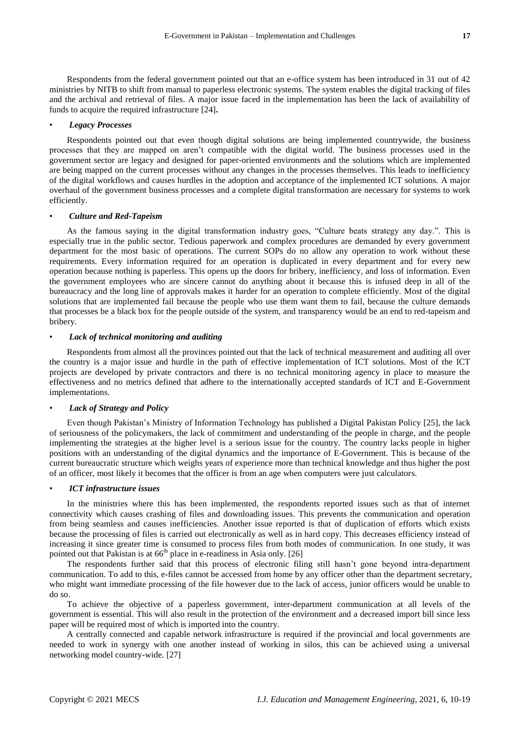Respondents from the federal government pointed out that an e-office system has been introduced in 31 out of 42 ministries by NITB to shift from manual to paperless electronic systems. The system enables the digital tracking of files and the archival and retrieval of files. A major issue faced in the implementation has been the lack of availability of funds to acquire the required infrastructure [24].

- ***Legacy Processes***

Respondents pointed out that even though digital solutions are being implemented countrywide, the business processes that they are mapped on aren't compatible with the digital world. The business processes used in the government sector are legacy and designed for paper-oriented environments and the solutions which are implemented are being mapped on the current processes without any changes in the processes themselves. This leads to inefficiency of the digital workflows and causes hurdles in the adoption and acceptance of the implemented ICT solutions. A major overhaul of the government business processes and a complete digital transformation are necessary for systems to work efficiently.

- ***Culture and Red-Tapeism***

As the famous saying in the digital transformation industry goes, "Culture beats strategy any day.". This is especially true in the public sector. Tedious paperwork and complex procedures are demanded by every government department for the most basic of operations. The current SOPs do no allow any operation to work without these requirements. Every information required for an operation is duplicated in every department and for every new operation because nothing is paperless. This opens up the doors for bribery, inefficiency, and loss of information. Even the government employees who are sincere cannot do anything about it because this is infused deep in all of the bureaucracy and the long line of approvals makes it harder for an operation to complete efficiently. Most of the digital solutions that are implemented fail because the people who use them want them to fail, because the culture demands that processes be a black box for the people outside of the system, and transparency would be an end to red-tapeism and bribery.

- ***Lack of technical monitoring and auditing***

Respondents from almost all the provinces pointed out that the lack of technical measurement and auditing all over the country is a major issue and hurdle in the path of effective implementation of ICT solutions. Most of the ICT projects are developed by private contractors and there is no technical monitoring agency in place to measure the effectiveness and no metrics defined that adhere to the internationally accepted standards of ICT and E-Government implementations.

- ***Lack of Strategy and Policy***

Even though Pakistan's Ministry of Information Technology has published a Digital Pakistan Policy [25], the lack of seriousness of the policymakers, the lack of commitment and understanding of the people in charge, and the people implementing the strategies at the higher level is a serious issue for the country. The country lacks people in higher positions with an understanding of the digital dynamics and the importance of E-Government. This is because of the current bureaucratic structure which weighs years of experience more than technical knowledge and thus higher the post of an officer, most likely it becomes that the officer is from an age when computers were just calculators.

- ***ICT infrastructure issues***

In the ministries where this has been implemented, the respondents reported issues such as that of internet connectivity which causes crashing of files and downloading issues. This prevents the communication and operation from being seamless and causes inefficiencies. Another issue reported is that of duplication of efforts which exists because the processing of files is carried out electronically as well as in hard copy. This decreases efficiency instead of increasing it since greater time is consumed to process files from both modes of communication. In one study, it was pointed out that Pakistan is at 66th place in e-readiness in Asia only. [26]

The respondents further said that this process of electronic filing still hasn't gone beyond intra-department communication. To add to this, e-files cannot be accessed from home by any officer other than the department secretary, who might want immediate processing of the file however due to the lack of access, junior officers would be unable to do so.

To achieve the objective of a paperless government, inter-department communication at all levels of the government is essential. This will also result in the protection of the environment and a decreased import bill since less paper will be required most of which is imported into the country.

A centrally connected and capable network infrastructure is required if the provincial and local governments are needed to work in synergy with one another instead of working in silos, this can be achieved using a universal networking model country-wide. [27]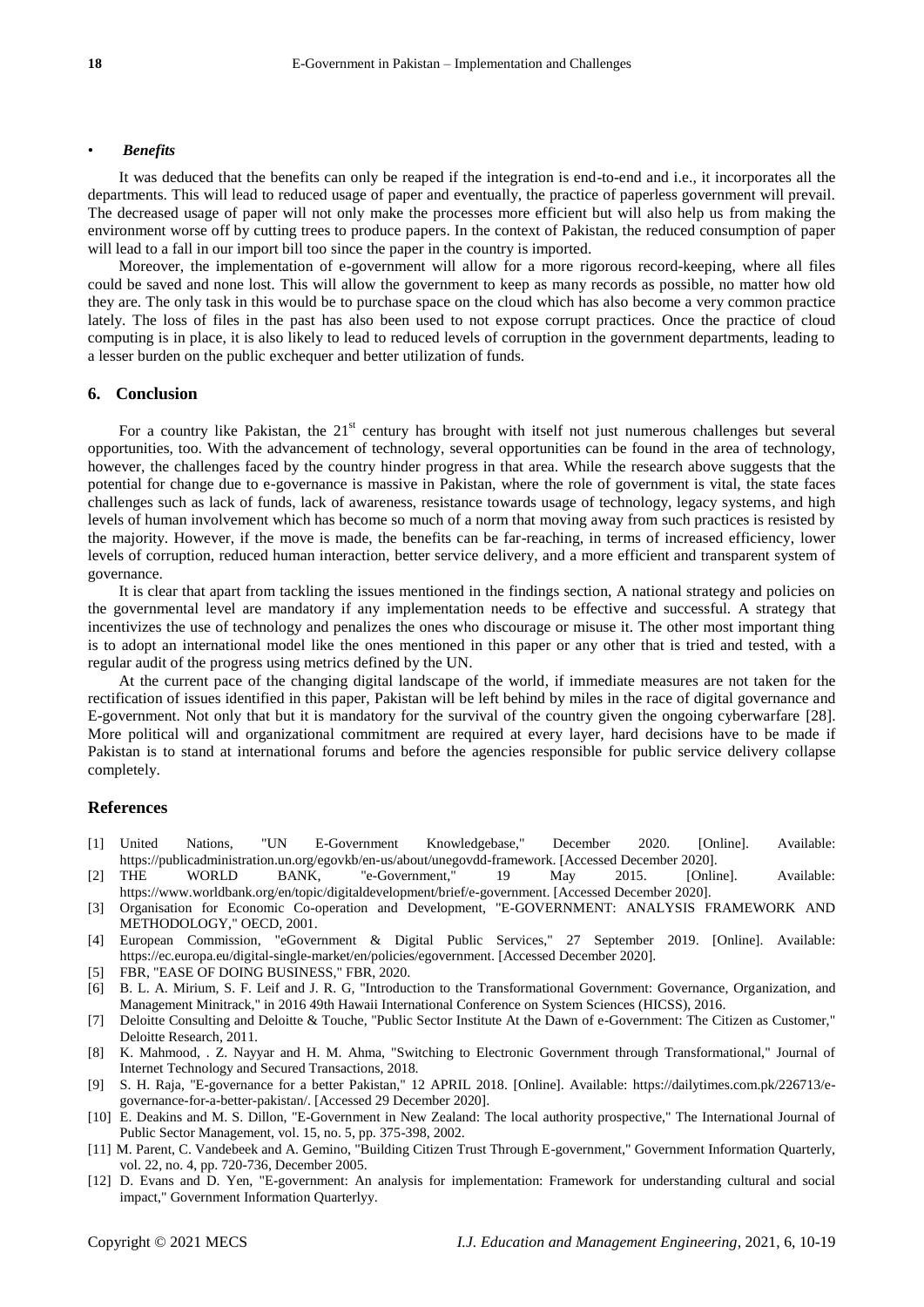- ***Benefits***

It was deduced that the benefits can only be reaped if the integration is end-to-end and i.e., it incorporates all the departments. This will lead to reduced usage of paper and eventually, the practice of paperless government will prevail. The decreased usage of paper will not only make the processes more efficient but will also help us from making the environment worse off by cutting trees to produce papers. In the context of Pakistan, the reduced consumption of paper will lead to a fall in our import bill too since the paper in the country is imported.

Moreover, the implementation of e-government will allow for a more rigorous record-keeping, where all files could be saved and none lost. This will allow the government to keep as many records as possible, no matter how old they are. The only task in this would be to purchase space on the cloud which has also become a very common practice lately. The loss of files in the past has also been used to not expose corrupt practices. Once the practice of cloud computing is in place, it is also likely to lead to reduced levels of corruption in the government departments, leading to a lesser burden on the public exchequer and better utilization of funds.

## 6. Conclusion

For a country like Pakistan, the 21st century has brought with itself not just numerous challenges but several opportunities, too. With the advancement of technology, several opportunities can be found in the area of technology, however, the challenges faced by the country hinder progress in that area. While the research above suggests that the potential for change due to e-governance is massive in Pakistan, where the role of government is vital, the state faces challenges such as lack of funds, lack of awareness, resistance towards usage of technology, legacy systems, and high levels of human involvement which has become so much of a norm that moving away from such practices is resisted by the majority. However, if the move is made, the benefits can be far-reaching, in terms of increased efficiency, lower levels of corruption, reduced human interaction, better service delivery, and a more efficient and transparent system of governance.

It is clear that apart from tackling the issues mentioned in the findings section, A national strategy and policies on the governmental level are mandatory if any implementation needs to be effective and successful. A strategy that incentivizes the use of technology and penalizes the ones who discourage or misuse it. The other most important thing is to adopt an international model like the ones mentioned in this paper or any other that is tried and tested, with a regular audit of the progress using metrics defined by the UN.

At the current pace of the changing digital landscape of the world, if immediate measures are not taken for the rectification of issues identified in this paper, Pakistan will be left behind by miles in the race of digital governance and E-government. Not only that but it is mandatory for the survival of the country given the ongoing cyberwarfare [28]. More political will and organizational commitment are required at every layer, hard decisions have to be made if Pakistan is to stand at international forums and before the agencies responsible for public service delivery collapse completely.

## References

[1] United Nations, "UN E-Government Knowledgebase," December 2020. [Online]. Available: https://publicadministration.un.org/egovkb/en-us/about/unegovdd-framework. [Accessed December 2020].

[2] THE WORLD BANK, "e-Government," 19 May 2015. [Online]. Available: https://www.worldbank.org/en/topic/digitaldevelopment/brief/e-government. [Accessed December 2020].

[3] Organisation for Economic Co-operation and Development, "E-GOVERNMENT: ANALYSIS FRAMEWORK AND METHODOLOGY," OECD, 2001.

[4] European Commission, "eGovernment & Digital Public Services," 27 September 2019. [Online]. Available: https://ec.europa.eu/digital-single-market/en/policies/egovernment. [Accessed December 2020].

[5] FBR, "EASE OF DOING BUSINESS," FBR, 2020.

[6] B. L. A. Mirium, S. F. Leif and J. R. G, "Introduction to the Transformational Government: Governance, Organization, and Management Minitrack," in 2016 49th Hawaii International Conference on System Sciences (HICSS), 2016.

[7] Deloitte Consulting and Deloitte & Touche, "Public Sector Institute At the Dawn of e-Government: The Citizen as Customer," Deloitte Research, 2011.

[8] K. Mahmood, . Z. Nayyar and H. M. Ahma, "Switching to Electronic Government through Transformational," Journal of Internet Technology and Secured Transactions, 2018.

[9] S. H. Raja, "E-governance for a better Pakistan," 12 APRIL 2018. [Online]. Available: https://dailytimes.com.pk/226713/e-governance-for-a-better-pakistan/. [Accessed 29 December 2020].

[10] E. Deakins and M. S. Dillon, "E-Government in New Zealand: The local authority prospective," The International Journal of Public Sector Management, vol. 15, no. 5, pp. 375-398, 2002.

[11] M. Parent, C. Vandebeek and A. Gemino, "Building Citizen Trust Through E-government," Government Information Quarterly, vol. 22, no. 4, pp. 720-736, December 2005.

[12] D. Evans and D. Yen, "E-government: An analysis for implementation: Framework for understanding cultural and social impact," Government Information Quarterlyy.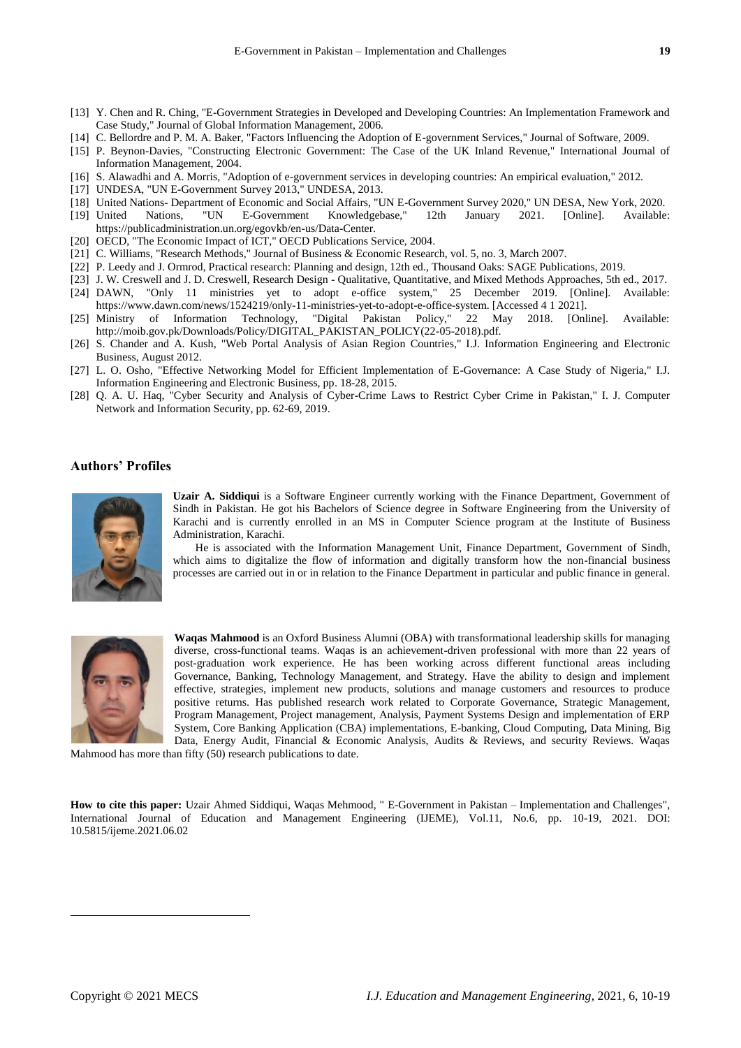[13] Y. Chen and R. Ching, "E-Government Strategies in Developed and Developing Countries: An Implementation Framework and Case Study," Journal of Global Information Management, 2006.

[14] C. Bellordre and P. M. A. Baker, "Factors Influencing the Adoption of E-government Services," Journal of Software, 2009.

[15] P. Beynon-Davies, "Constructing Electronic Government: The Case of the UK Inland Revenue," International Journal of Information Management, 2004.

[16] S. Alawadhi and A. Morris, "Adoption of e-government services in developing countries: An empirical evaluation," 2012.

[17] UNDESA, "UN E-Government Survey 2013," UNDESA, 2013.

[18] United Nations- Department of Economic and Social Affairs, "UN E-Government Survey 2020," UN DESA, New York, 2020.

[19] United Nations, "UN E-Government Knowledgebase," 12th January 2021. [Online]. Available: https://publicadministration.un.org/egovkb/en-us/Data-Center.

[20] OECD, "The Economic Impact of ICT," OECD Publications Service, 2004.

[21] C. Williams, "Research Methods," Journal of Business & Economic Research, vol. 5, no. 3, March 2007.

[22] P. Leedy and J. Ormrod, Practical research: Planning and design, 12th ed., Thousand Oaks: SAGE Publications, 2019.

[23] J. W. Creswell and J. D. Creswell, Research Design - Qualitative, Quantitative, and Mixed Methods Approaches, 5th ed., 2017.

[24] DAWN, "Only 11 ministries yet to adopt e-office system," 25 December 2019. [Online]. Available: https://www.dawn.com/news/1524219/only-11-ministries-yet-to-adopt-e-office-system. [Accessed 4 1 2021].

[25] Ministry of Information Technology, "Digital Pakistan Policy," 22 May 2018. [Online]. Available: http://moib.gov.pk/Downloads/Policy/DIGITAL_PAKISTAN_POLICY(22-05-2018).pdf.

[26] S. Chander and A. Kush, "Web Portal Analysis of Asian Region Countries," I.J. Information Engineering and Electronic Business, August 2012.

[27] L. O. Osho, "Effective Networking Model for Efficient Implementation of E-Governance: A Case Study of Nigeria," I.J. Information Engineering and Electronic Business, pp. 18-28, 2015.

[28] Q. A. U. Haq, "Cyber Security and Analysis of Cyber-Crime Laws to Restrict Cyber Crime in Pakistan," I. J. Computer Network and Information Security, pp. 62-69, 2019.

## Authors' Profiles

**Uzair A. Siddiqui** is a Software Engineer currently working with the Finance Department, Government of Sindh in Pakistan. He got his Bachelors of Science degree in Software Engineering from the University of Karachi and is currently enrolled in an MS in Computer Science program at the Institute of Business Administration, Karachi.

He is associated with the Information Management Unit, Finance Department, Government of Sindh, which aims to digitalize the flow of information and digitally transform how the non-financial business processes are carried out in or in relation to the Finance Department in particular and public finance in general.

**Waqas Mahmood** is an Oxford Business Alumni (OBA) with transformational leadership skills for managing diverse, cross-functional teams. Waqas is an achievement-driven professional with more than 22 years of post-graduation work experience. He has been working across different functional areas including Governance, Banking, Technology Management, and Strategy. Have the ability to design and implement effective, strategies, implement new products, solutions and manage customers and resources to produce positive returns. Has published research work related to Corporate Governance, Strategic Management, Program Management, Project management, Analysis, Payment Systems Design and implementation of ERP System, Core Banking Application (CBA) implementations, E-banking, Cloud Computing, Data Mining, Big Data, Energy Audit, Financial & Economic Analysis, Audits & Reviews, and security Reviews. Waqas Mahmood has more than fifty (50) research publications to date.

**How to cite this paper:** Uzair Ahmed Siddiqui, Waqas Mehmood, " E-Government in Pakistan – Implementation and Challenges", International Journal of Education and Management Engineering (IJEME), Vol.11, No.6, pp. 10-19, 2021. DOI: 10.5815/ijeme.2021.06.02